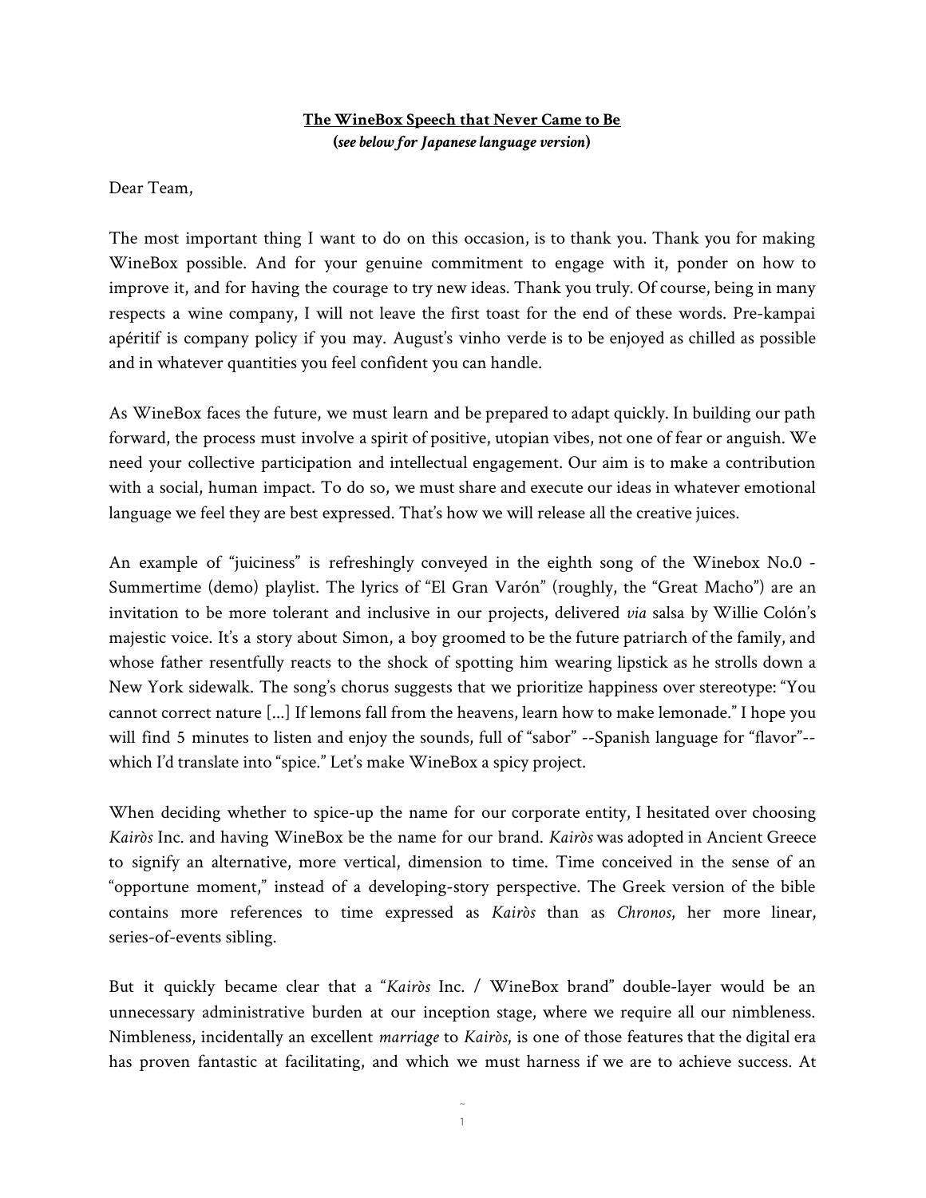**The WineBox Speech that Never Came to Be**

**(*see below for Japanese language version*)**

Dear Team,

The most important thing I want to do on this occasion, is to thank you. Thank you for making WineBox possible. And for your genuine commitment to engage with it, ponder on how to improve it, and for having the courage to try new ideas. Thank you truly. Of course, being in many respects a wine company, I will not leave the first toast for the end of these words. Pre-kampai apéritif is company policy if you may. August's vinho verde is to be enjoyed as chilled as possible and in whatever quantities you feel confident you can handle.

As WineBox faces the future, we must learn and be prepared to adapt quickly. In building our path forward, the process must involve a spirit of positive, utopian vibes, not one of fear or anguish. We need your collective participation and intellectual engagement. Our aim is to make a contribution with a social, human impact. To do so, we must share and execute our ideas in whatever emotional language we feel they are best expressed. That's how we will release all the creative juices.

An example of "juiciness" is refreshingly conveyed in the eighth song of the Winebox No.0 - Summertime (demo) playlist. The lyrics of "El Gran Varón" (roughly, the "Great Macho") are an invitation to be more tolerant and inclusive in our projects, delivered *via* salsa by Willie Colón's majestic voice. It's a story about Simon, a boy groomed to be the future patriarch of the family, and whose father resentfully reacts to the shock of spotting him wearing lipstick as he strolls down a New York sidewalk. The song's chorus suggests that we prioritize happiness over stereotype: "You cannot correct nature [...] If lemons fall from the heavens, learn how to make lemonade." I hope you will find 5 minutes to listen and enjoy the sounds, full of "sabor" --Spanish language for "flavor"-- which I'd translate into "spice." Let's make WineBox a spicy project.

When deciding whether to spice-up the name for our corporate entity, I hesitated over choosing *Kairòs* Inc. and having WineBox be the name for our brand. *Kairòs* was adopted in Ancient Greece to signify an alternative, more vertical, dimension to time. Time conceived in the sense of an "opportune moment," instead of a developing-story perspective. The Greek version of the bible contains more references to time expressed as *Kairòs* than as *Chronos*, her more linear, series-of-events sibling.

But it quickly became clear that a "*Kairòs* Inc. / WineBox brand" double-layer would be an unnecessary administrative burden at our inception stage, where we require all our nimbleness. Nimbleness, incidentally an excellent *marriage* to *Kairòs*, is one of those features that the digital era has proven fantastic at facilitating, and which we must harness if we are to achieve success. At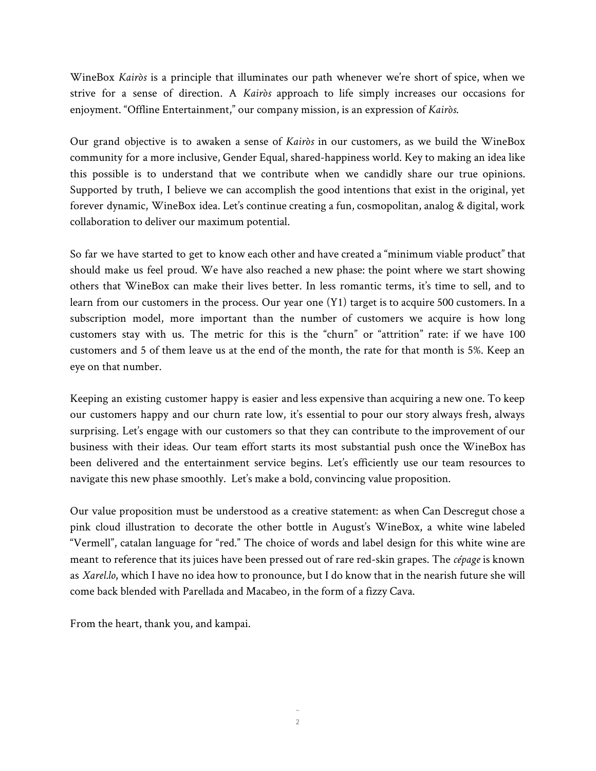WineBox *Kairòs* is a principle that illuminates our path whenever we're short of spice, when we strive for a sense of direction. A *Kairòs* approach to life simply increases our occasions for enjoyment. "Offline Entertainment," our company mission, is an expression of *Kairòs.*

Our grand objective is to awaken a sense of *Kairòs* in our customers, as we build the WineBox community for a more inclusive, Gender Equal, shared-happiness world. Key to making an idea like this possible is to understand that we contribute when we candidly share our true opinions. Supported by truth, I believe we can accomplish the good intentions that exist in the original, yet forever dynamic, WineBox idea. Let's continue creating a fun, cosmopolitan, analog & digital, work collaboration to deliver our maximum potential.

So far we have started to get to know each other and have created a "minimum viable product" that should make us feel proud. We have also reached a new phase: the point where we start showing others that WineBox can make their lives better. In less romantic terms, it's time to sell, and to learn from our customers in the process. Our year one (Y1) target is to acquire 500 customers. In a subscription model, more important than the number of customers we acquire is how long customers stay with us. The metric for this is the "churn" or "attrition" rate: if we have 100 customers and 5 of them leave us at the end of the month, the rate for that month is 5%. Keep an eye on that number.

Keeping an existing customer happy is easier and less expensive than acquiring a new one. To keep our customers happy and our churn rate low, it's essential to pour our story always fresh, always surprising. Let's engage with our customers so that they can contribute to the improvement of our business with their ideas. Our team effort starts its most substantial push once the WineBox has been delivered and the entertainment service begins. Let's efficiently use our team resources to navigate this new phase smoothly. Let's make a bold, convincing value proposition.

Our value proposition must be understood as a creative statement: as when Can Descregut chose a pink cloud illustration to decorate the other bottle in August's WineBox, a white wine labeled "Vermell", catalan language for "red." The choice of words and label design for this white wine are meant to reference that its juices have been pressed out of rare red-skin grapes. The *cépage* is known as *Xarel.lo*, which I have no idea how to pronounce, but I do know that in the nearish future she will come back blended with Parellada and Macabeo, in the form of a fizzy Cava.

From the heart, thank you, and kampai.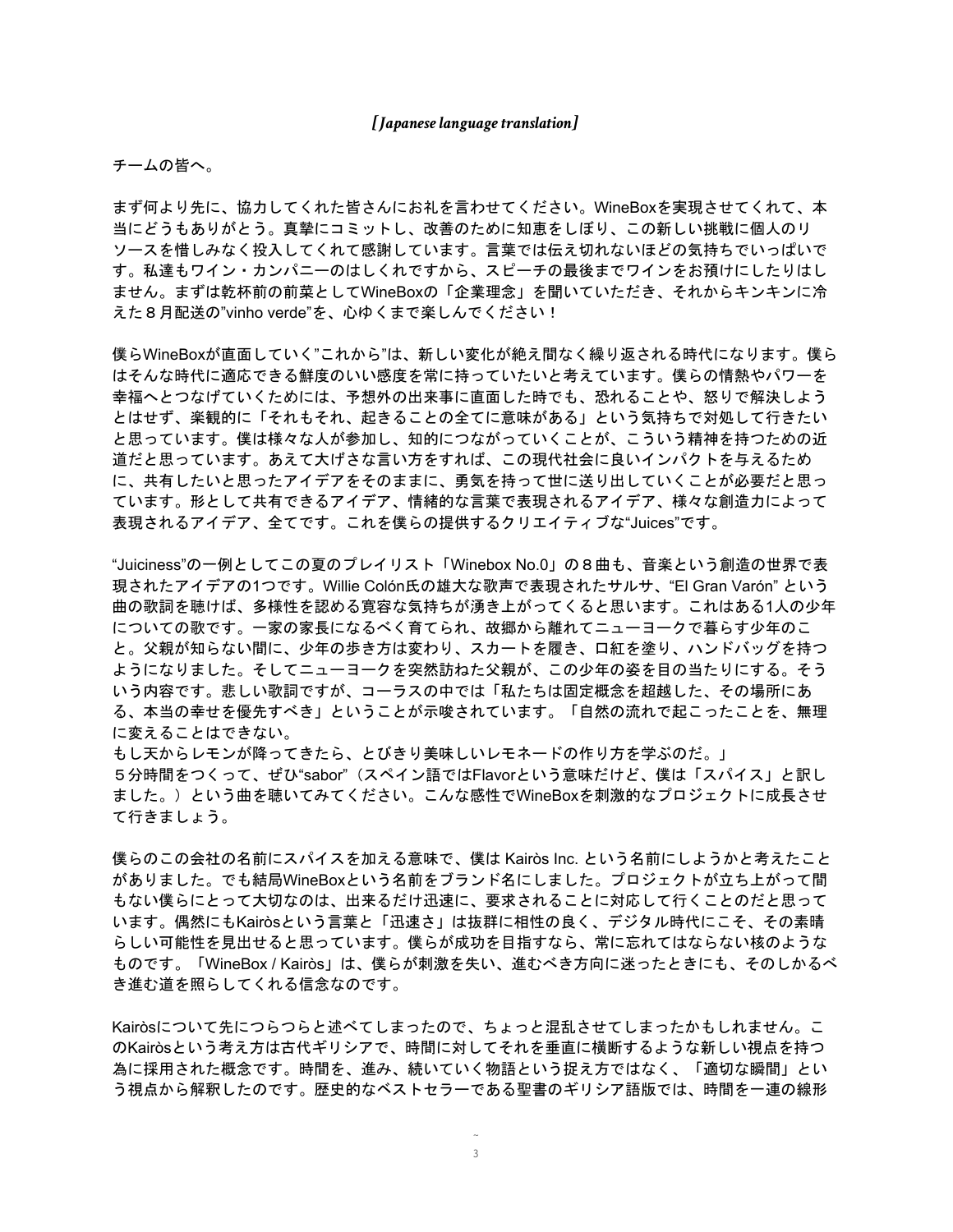*[Japanese language translation]*

チームの皆へ。

まず何より先に、協力してくれた皆さんにお礼を言わせてください。WineBoxを実現させてくれて、本当にどうもありがとう。真摯にコミットし、改善のために知恵をしぼり、この新しい挑戦に個人のリソースを惜しみなく投入してくれて感謝しています。言葉では伝え切れないほどの気持ちでいっぱいです。私達もワイン・カンパニーのはしくれですから、スピーチの最後までワインをお預けにしたりはしません。まずは乾杯前の前菜としてWineBoxの「企業理念」を聞いていただき、それからキンキンに冷えた８月配送の"vinho verde"を、心ゆくまで楽しんでください！

僕らWineBoxが直面していく"これから"は、新しい変化が絶え間なく繰り返される時代になります。僕らはそんな時代に適応できる鮮度のいい感度を常に持っていたいと考えています。僕らの情熱やパワーを幸福へとつなげていくためには、予想外の出来事に直面した時でも、恐れることや、怒りで解決しようとはせず、楽観的に「それもそれ、起きることの全てに意味がある」という気持ちで対処して行きたいと思っています。僕は様々な人が参加し、知的につながっていくことが、こういう精神を持つための近道だと思っています。あえて大げさな言い方をすれば、この現代社会に良いインパクトを与えるために、共有したいと思ったアイデアをそのままに、勇気を持って世に送り出していくことが必要だと思っています。形として共有できるアイデア、情緒的な言葉で表現されるアイデア、様々な創造力によって表現されるアイデア、全てです。これを僕らの提供するクリエイティブな"Juices"です。

"Juiciness"の一例としてこの夏のプレイリスト「Winebox No.0」の８曲も、音楽という創造の世界で表現されたアイデアの1つです。Willie Colón氏の雄大な歌声で表現されたサルサ、"El Gran Varón" という曲の歌詞を聴けば、多様性を認める寛容な気持ちが湧き上がってくると思います。これはある1人の少年についての歌です。一家の家長になるべく育てられ、故郷から離れてニューヨークで暮らす少年のこと。父親が知らない間に、少年の歩き方は変わり、スカートを履き、口紅を塗り、ハンドバッグを持つようになりました。そしてニューヨークを突然訪ねた父親が、この少年の姿を目の当たりにする。そういう内容です。悲しい歌詞ですが、コーラスの中では「私たちは固定概念を超越した、その場所にある、本当の幸せを優先すべき」ということが示唆されています。「自然の流れで起こったことを、無理に変えることはできない。
もし天からレモンが降ってきたら、とびきり美味しいレモネードの作り方を学ぶのだ。」
５分時間をつくって、ぜひ"sabor"（スペイン語ではFlavorという意味だけど、僕は「スパイス」と訳しました。）という曲を聴いてみてください。こんな感性でWineBoxを刺激的なプロジェクトに成長させて行きましょう。

僕らのこの会社の名前にスパイスを加える意味で、僕は Kairòs Inc. という名前にしようかと考えたことがありました。でも結局WineBoxという名前をブランド名にしました。プロジェクトが立ち上がって間もない僕らにとって大切なのは、出来るだけ迅速に、要求されることに対応して行くことのだと思っています。偶然にもKairòsという言葉と「迅速さ」は抜群に相性の良く、デジタル時代にこそ、その素晴らしい可能性を見出せると思っています。僕らが成功を目指すなら、常に忘れてはならない核のようなものです。「WineBox / Kairòs」は、僕らが刺激を失い、進むべき方向に迷ったときにも、そのしかるべき進む道を照らしてくれる信念なのです。

Kairòsについて先につらつらと述べてしまったので、ちょっと混乱させてしまったかもしれません。このKairòsという考え方は古代ギリシアで、時間に対してそれを垂直に横断するような新しい視点を持つ為に採用された概念です。時間を、進み、続いていく物語という捉え方ではなく、「適切な瞬間」という視点から解釈したのです。歴史的なベストセラーである聖書のギリシア語版では、時間を一連の線形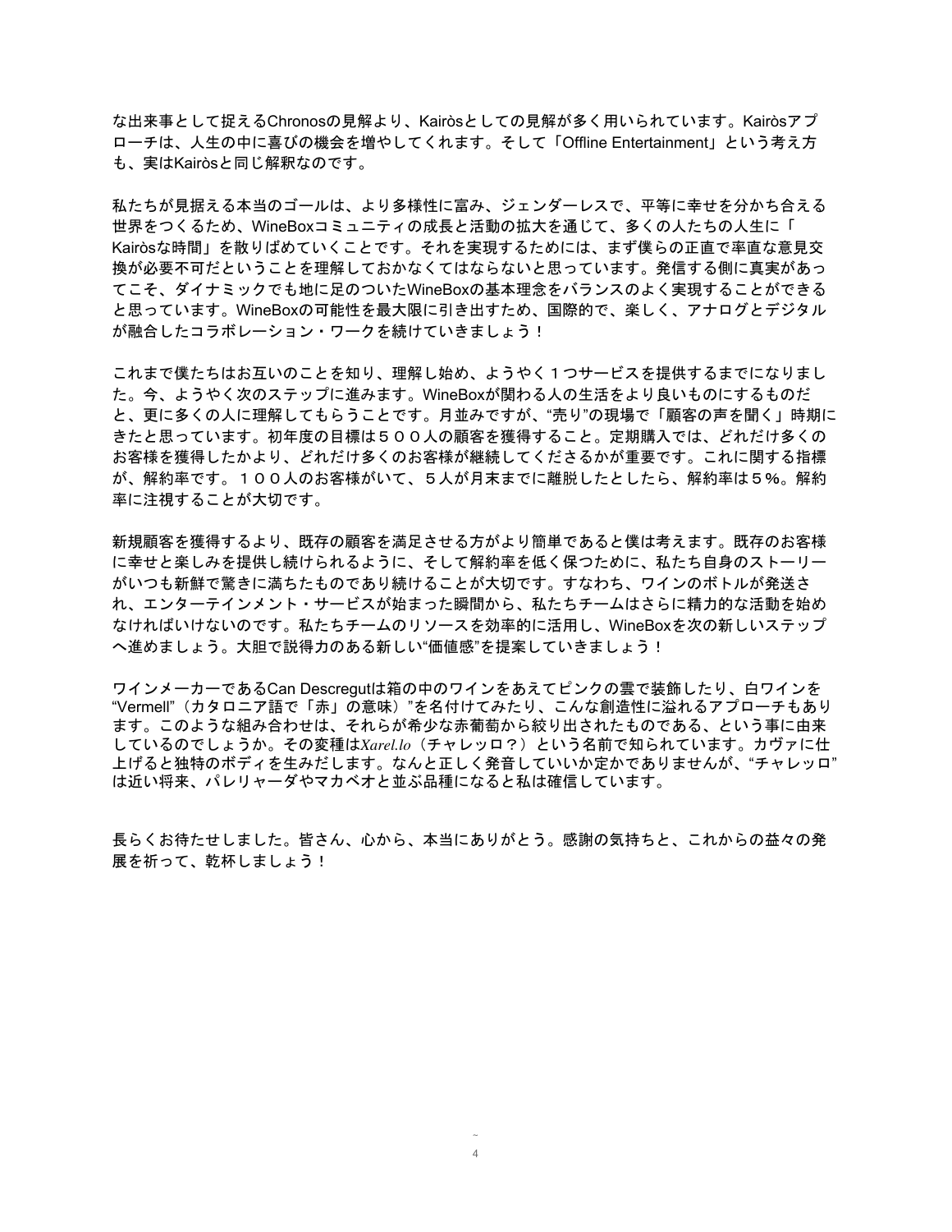な出来事として捉えるChronosの見解より、Kairòsとしての見解が多く用いられています。Kairòsアプローチは、人生の中に喜びの機会を増やしてくれます。そして「Offline Entertainment」という考え方も、実はKairòsと同じ解釈なのです。

私たちが見据える本当のゴールは、より多様性に富み、ジェンダーレスで、平等に幸せを分かち合える世界をつくるため、WineBoxコミュニティの成長と活動の拡大を通じて、多くの人たちの人生に「Kairòsな時間」を散りばめていくことです。それを実現するためには、まず僕らの正直で率直な意見交換が必要不可だということを理解しておかなくてはならないと思っています。発信する側に真実があってこそ、ダイナミックでも地に足のついたWineBoxの基本理念をバランスのよく実現することができると思っています。WineBoxの可能性を最大限に引き出すため、国際的で、楽しく、アナログとデジタルが融合したコラボレーション・ワークを続けていきましょう！

これまで僕たちはお互いのことを知り、理解し始め、ようやく１つサービスを提供するまでになりました。今、ようやく次のステップに進みます。WineBoxが関わる人の生活をより良いものにするものだと、更に多くの人に理解してもらうことです。月並みですが、“売り”の現場で「顧客の声を聞く」時期にきたと思っています。初年度の目標は５００人の顧客を獲得すること。定期購入では、どれだけ多くのお客様を獲得したかより、どれだけ多くのお客様が継続してくださるかが重要です。これに関する指標が、解約率です。１００人のお客様がいて、５人が月末までに離脱したとしたら、解約率は５%。解約率に注視することが大切です。

新規顧客を獲得するより、既存の顧客を満足させる方がより簡単であると僕は考えます。既存のお客様に幸せと楽しみを提供し続けられるように、そして解約率を低く保つために、私たち自身のストーリーがいつも新鮮で驚きに満ちたものであり続けることが大切です。すなわち、ワインのボトルが発送され、エンターテインメント・サービスが始まった瞬間から、私たちチームはさらに精力的な活動を始めなければいけないのです。私たちチームのリソースを効率的に活用し、WineBoxを次の新しいステップへ進めましょう。大胆で説得力のある新しい“価値感”を提案していきましょう！

ワインメーカーであるCan Descregutは箱の中のワインをあえてピンクの雲で装飾したり、白ワインを“Vermell”（カタロニア語で「赤」の意味）”を名付けてみたり、こんな創造性に溢れるアプローチもあります。このような組み合わせは、それらが希少な赤葡萄から絞り出されたものである、という事に由来しているのでしょうか。その変種は*Xarel.lo*（チャレッロ？）という名前で知られています。カヴァに仕上げると独特のボディを生みだします。なんと正しく発音していいか定かでありませんが、“チャレッロ”は近い将来、パレリャーダやマカベオと並ぶ品種になると私は確信しています。

長らくお待たせしました。皆さん、心から、本当にありがとう。感謝の気持ちと、これからの益々の発展を祈って、乾杯しましょう！